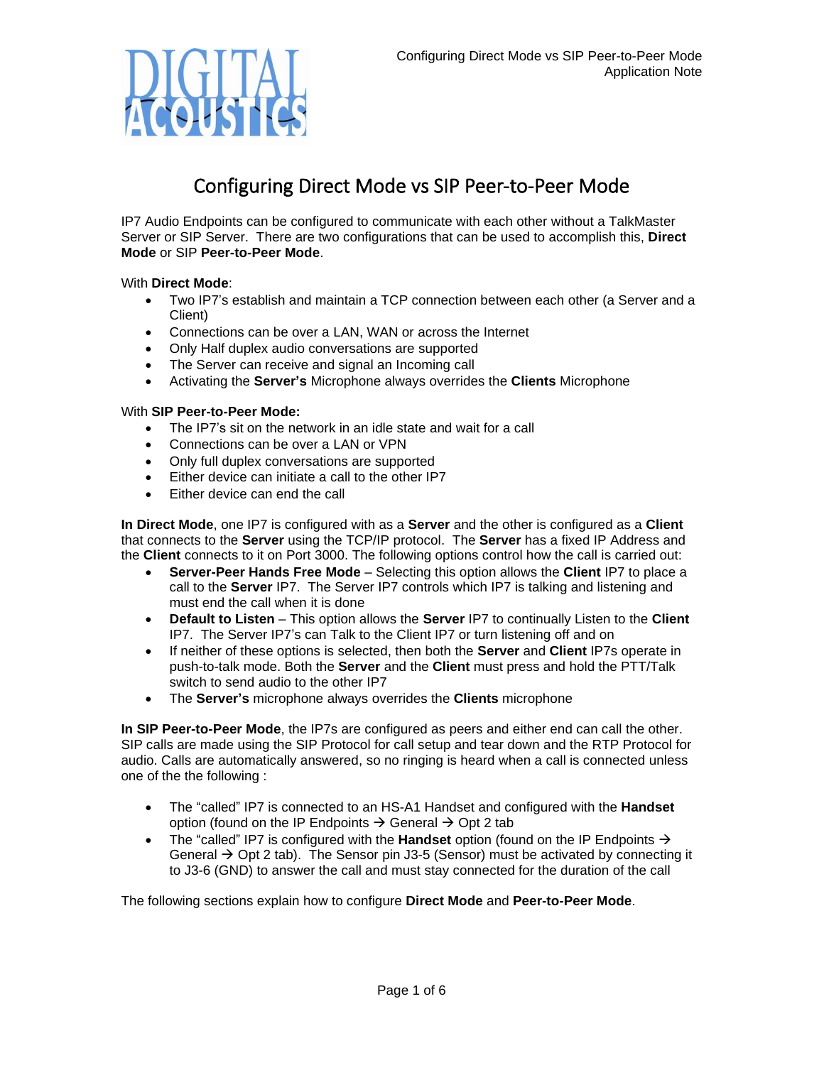# Configuring Direct Mode vs SIP Peer-to-Peer Mode

IP7 Audio Endpoints can be configured to communicate with each other without a TalkMaster Server or SIP Server. There are two configurations that can be used to accomplish this, **Direct Mode** or SIP **Peer-to-Peer Mode**.

With **Direct Mode**:

- Two IP7's establish and maintain a TCP connection between each other (a Server and a Client)
- Connections can be over a LAN, WAN or across the Internet
- Only Half duplex audio conversations are supported
- The Server can receive and signal an Incoming call
- Activating the **Server's** Microphone always overrides the **Clients** Microphone

With **SIP Peer-to-Peer Mode:**

- The IP7's sit on the network in an idle state and wait for a call
- Connections can be over a LAN or VPN
- Only full duplex conversations are supported
- Either device can initiate a call to the other IP7
- Either device can end the call

**In Direct Mode**, one IP7 is configured with as a **Server** and the other is configured as a **Client** that connects to the **Server** using the TCP/IP protocol. The **Server** has a fixed IP Address and the **Client** connects to it on Port 3000. The following options control how the call is carried out:

- **Server-Peer Hands Free Mode** – Selecting this option allows the **Client** IP7 to place a call to the **Server** IP7. The Server IP7 controls which IP7 is talking and listening and must end the call when it is done
- **Default to Listen** – This option allows the **Server** IP7 to continually Listen to the **Client** IP7. The Server IP7's can Talk to the Client IP7 or turn listening off and on
- If neither of these options is selected, then both the **Server** and **Client** IP7s operate in push-to-talk mode. Both the **Server** and the **Client** must press and hold the PTT/Talk switch to send audio to the other IP7
- The **Server's** microphone always overrides the **Clients** microphone

**In SIP Peer-to-Peer Mode**, the IP7s are configured as peers and either end can call the other. SIP calls are made using the SIP Protocol for call setup and tear down and the RTP Protocol for audio. Calls are automatically answered, so no ringing is heard when a call is connected unless one of the the following :

- The "called" IP7 is connected to an HS-A1 Handset and configured with the **Handset** option (found on the IP Endpoints → General → Opt 2 tab
- The "called" IP7 is configured with the **Handset** option (found on the IP Endpoints → General → Opt 2 tab). The Sensor pin J3-5 (Sensor) must be activated by connecting it to J3-6 (GND) to answer the call and must stay connected for the duration of the call

The following sections explain how to configure **Direct Mode** and **Peer-to-Peer Mode**.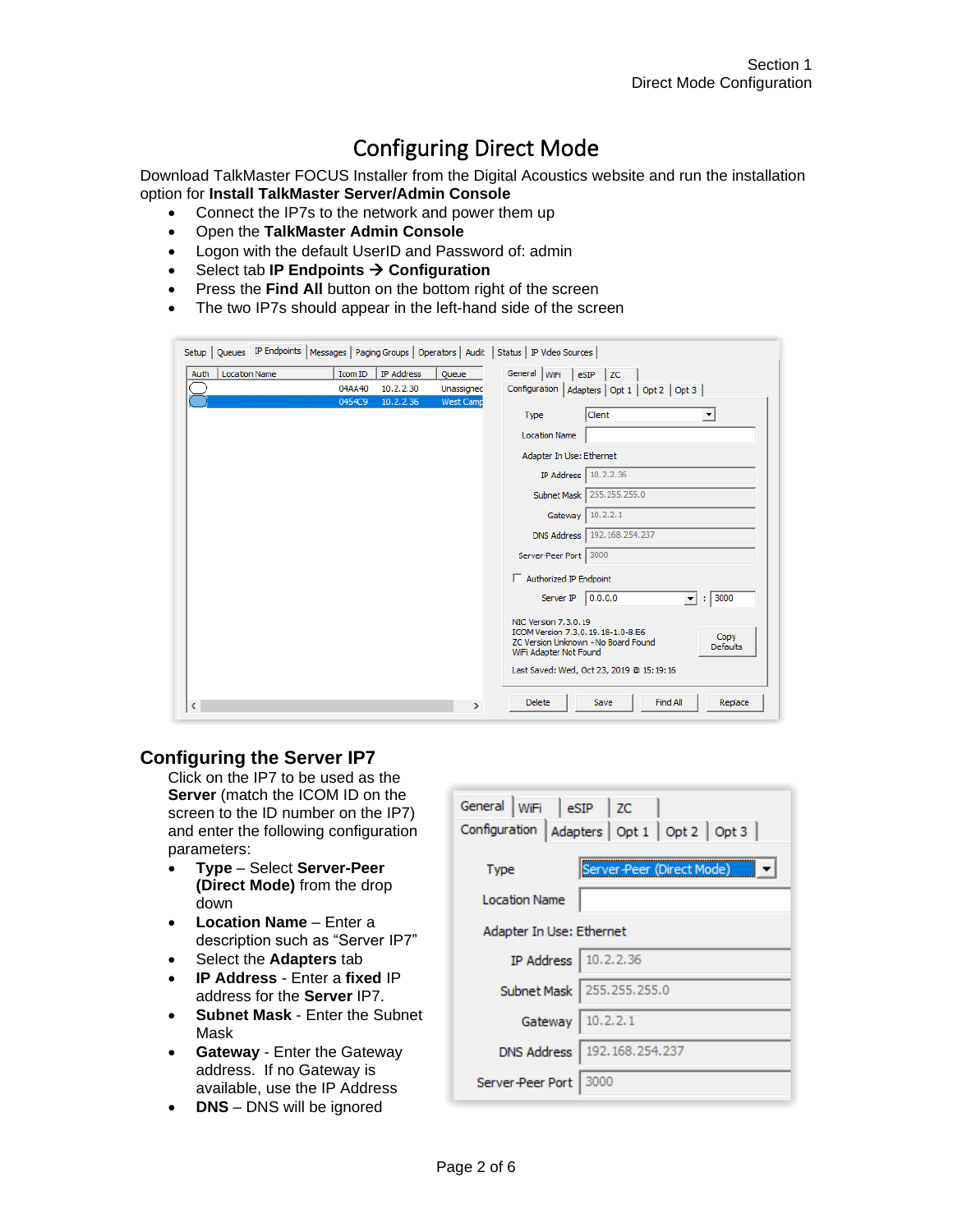# Configuring Direct Mode

Download TalkMaster FOCUS Installer from the Digital Acoustics website and run the installation option for **Install TalkMaster Server/Admin Console**

- Connect the IP7s to the network and power them up
- Open the **TalkMaster Admin Console**
- Logon with the default UserID and Password of: admin
- Select tab **IP Endpoints → Configuration**
- Press the **Find All** button on the bottom right of the screen
- The two IP7s should appear in the left-hand side of the screen

## Configuring the Server IP7

Click on the IP7 to be used as the **Server** (match the ICOM ID on the screen to the ID number on the IP7) and enter the following configuration parameters:

- **Type** – Select **Server-Peer (Direct Mode)** from the drop down
- **Location Name** – Enter a description such as "Server IP7"
- Select the **Adapters** tab
- **IP Address** - Enter a **fixed** IP address for the **Server** IP7.
- **Subnet Mask** - Enter the Subnet Mask
- **Gateway** - Enter the Gateway address. If no Gateway is available, use the IP Address
- **DNS** – DNS will be ignored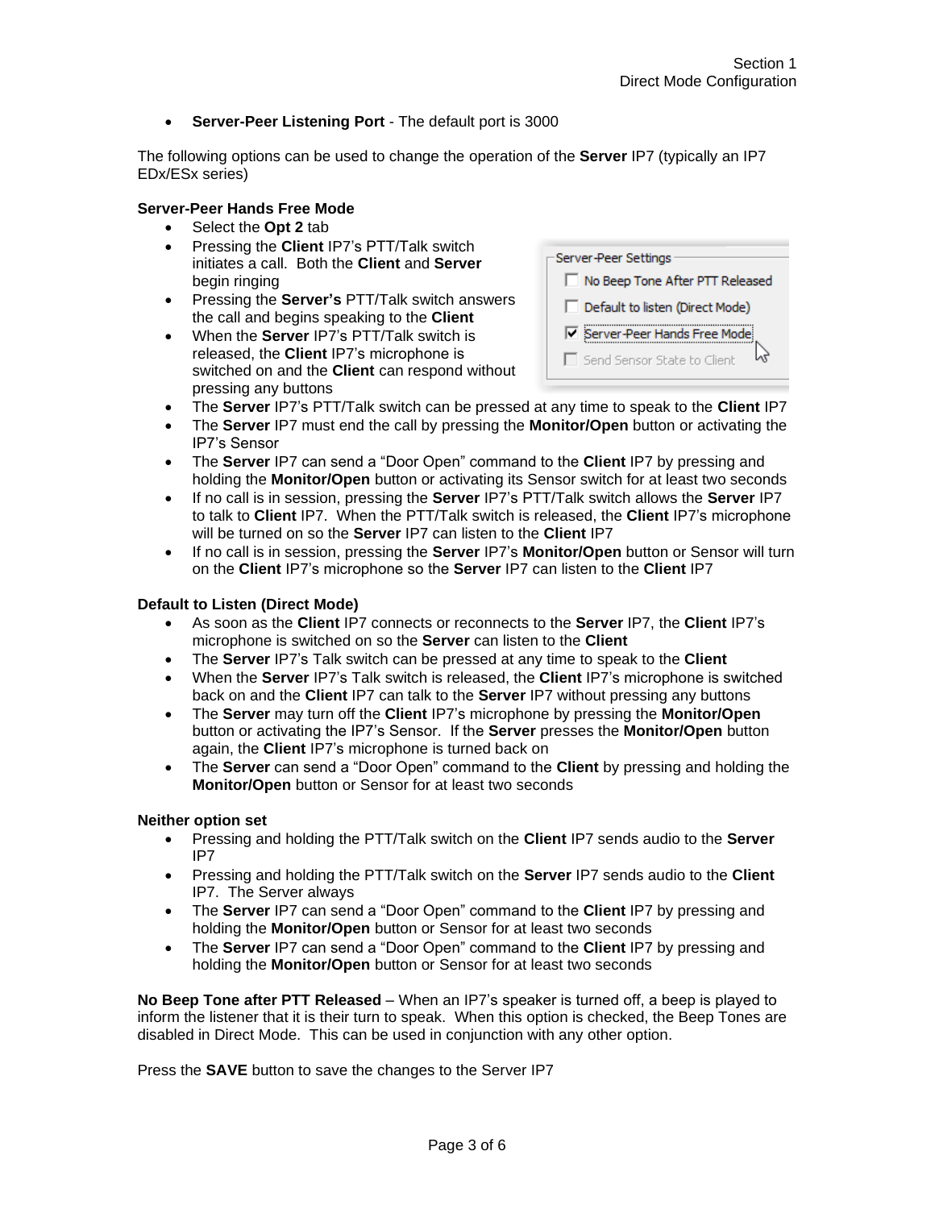- **Server-Peer Listening Port** - The default port is 3000

The following options can be used to change the operation of the **Server** IP7 (typically an IP7 EDx/ESx series)

**Server-Peer Hands Free Mode**

- Select the **Opt 2** tab
- Pressing the **Client** IP7's PTT/Talk switch initiates a call. Both the **Client** and **Server** begin ringing
- Pressing the **Server's** PTT/Talk switch answers the call and begins speaking to the **Client**
- When the **Server** IP7's PTT/Talk switch is released, the **Client** IP7's microphone is switched on and the **Client** can respond without pressing any buttons
- The **Server** IP7's PTT/Talk switch can be pressed at any time to speak to the **Client** IP7
- The **Server** IP7 must end the call by pressing the **Monitor/Open** button or activating the IP7's Sensor
- The **Server** IP7 can send a "Door Open" command to the **Client** IP7 by pressing and holding the **Monitor/Open** button or activating its Sensor switch for at least two seconds
- If no call is in session, pressing the **Server** IP7's PTT/Talk switch allows the **Server** IP7 to talk to **Client** IP7. When the PTT/Talk switch is released, the **Client** IP7's microphone will be turned on so the **Server** IP7 can listen to the **Client** IP7
- If no call is in session, pressing the **Server** IP7's **Monitor/Open** button or Sensor will turn on the **Client** IP7's microphone so the **Server** IP7 can listen to the **Client** IP7

Server-Peer Settings
- [ ] No Beep Tone After PTT Released
- [ ] Default to listen (Direct Mode)
- [x] Server-Peer Hands Free Mode
- [ ] Send Sensor State to Client

**Default to Listen (Direct Mode)**

- As soon as the **Client** IP7 connects or reconnects to the **Server** IP7, the **Client** IP7's microphone is switched on so the **Server** can listen to the **Client**
- The **Server** IP7's Talk switch can be pressed at any time to speak to the **Client**
- When the **Server** IP7's Talk switch is released, the **Client** IP7's microphone is switched back on and the **Client** IP7 can talk to the **Server** IP7 without pressing any buttons
- The **Server** may turn off the **Client** IP7's microphone by pressing the **Monitor/Open** button or activating the IP7's Sensor. If the **Server** presses the **Monitor/Open** button again, the **Client** IP7's microphone is turned back on
- The **Server** can send a "Door Open" command to the **Client** by pressing and holding the **Monitor/Open** button or Sensor for at least two seconds

**Neither option set**

- Pressing and holding the PTT/Talk switch on the **Client** IP7 sends audio to the **Server** IP7
- Pressing and holding the PTT/Talk switch on the **Server** IP7 sends audio to the **Client** IP7. The Server always
- The **Server** IP7 can send a "Door Open" command to the **Client** IP7 by pressing and holding the **Monitor/Open** button or Sensor for at least two seconds
- The **Server** IP7 can send a "Door Open" command to the **Client** IP7 by pressing and holding the **Monitor/Open** button or Sensor for at least two seconds

**No Beep Tone after PTT Released** – When an IP7's speaker is turned off, a beep is played to inform the listener that it is their turn to speak. When this option is checked, the Beep Tones are disabled in Direct Mode. This can be used in conjunction with any other option.

Press the **SAVE** button to save the changes to the Server IP7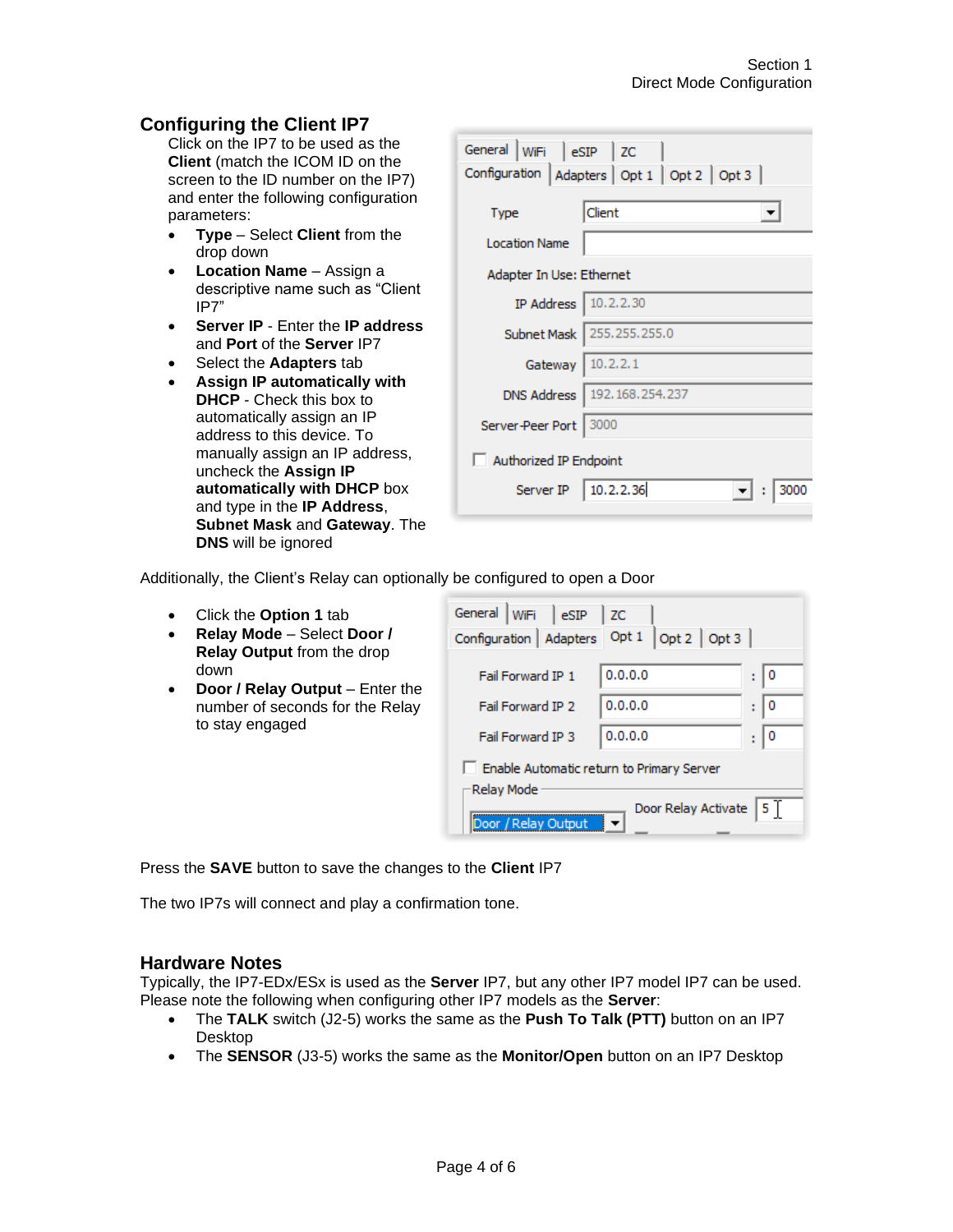## Configuring the Client IP7

Click on the IP7 to be used as the **Client** (match the ICOM ID on the screen to the ID number on the IP7) and enter the following configuration parameters:

- **Type** – Select **Client** from the drop down
- **Location Name** – Assign a descriptive name such as “Client IP7”
- **Server IP** - Enter the **IP address** and **Port** of the **Server** IP7
- Select the **Adapters** tab
- **Assign IP automatically with DHCP** - Check this box to automatically assign an IP address to this device. To manually assign an IP address, uncheck the **Assign IP automatically with DHCP** box and type in the **IP Address**, **Subnet Mask** and **Gateway**. The **DNS** will be ignored

Additionally, the Client’s Relay can optionally be configured to open a Door

- Click the **Option 1** tab
- **Relay Mode** – Select **Door / Relay Output** from the drop down
- **Door / Relay Output** – Enter the number of seconds for the Relay to stay engaged

Press the **SAVE** button to save the changes to the **Client** IP7

The two IP7s will connect and play a confirmation tone.

## Hardware Notes

Typically, the IP7-EDx/ESx is used as the **Server** IP7, but any other IP7 model IP7 can be used. Please note the following when configuring other IP7 models as the **Server**:

- The **TALK** switch (J2-5) works the same as the **Push To Talk (PTT)** button on an IP7 Desktop
- The **SENSOR** (J3-5) works the same as the **Monitor/Open** button on an IP7 Desktop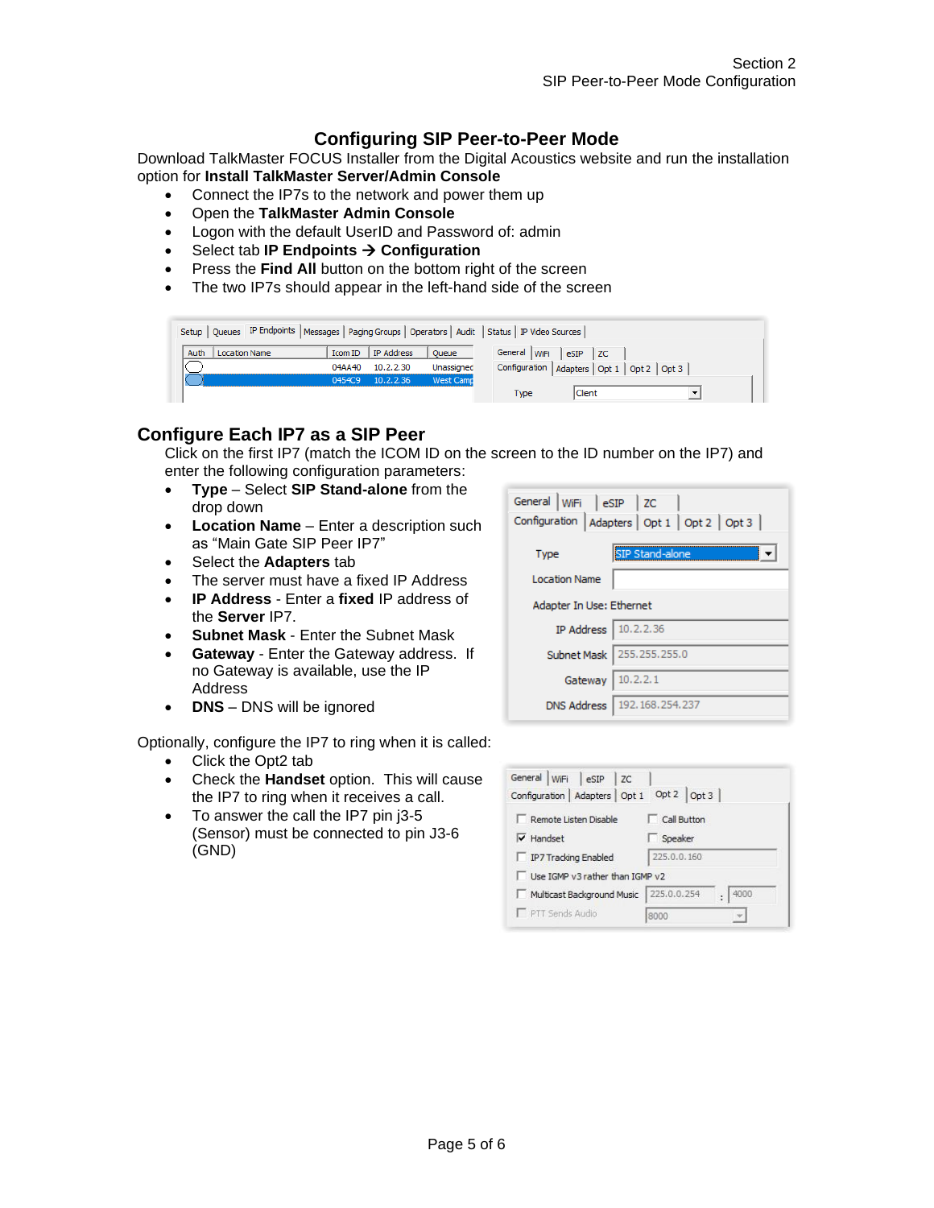## Configuring SIP Peer-to-Peer Mode

Download TalkMaster FOCUS Installer from the Digital Acoustics website and run the installation option for **Install TalkMaster Server/Admin Console**

- Connect the IP7s to the network and power them up
- Open the **TalkMaster Admin Console**
- Logon with the default UserID and Password of: admin
- Select tab **IP Endpoints → Configuration**
- Press the **Find All** button on the bottom right of the screen
- The two IP7s should appear in the left-hand side of the screen

## Configure Each IP7 as a SIP Peer

Click on the first IP7 (match the ICOM ID on the screen to the ID number on the IP7) and enter the following configuration parameters:

- **Type** – Select **SIP Stand-alone** from the drop down
- **Location Name** – Enter a description such as "Main Gate SIP Peer IP7"
- Select the **Adapters** tab
- The server must have a fixed IP Address
- **IP Address** - Enter a **fixed** IP address of the **Server** IP7.
- **Subnet Mask** - Enter the Subnet Mask
- **Gateway** - Enter the Gateway address. If no Gateway is available, use the IP Address
- **DNS** – DNS will be ignored

Optionally, configure the IP7 to ring when it is called:

- Click the Opt2 tab
- Check the **Handset** option. This will cause the IP7 to ring when it receives a call.
- To answer the call the IP7 pin j3-5 (Sensor) must be connected to pin J3-6 (GND)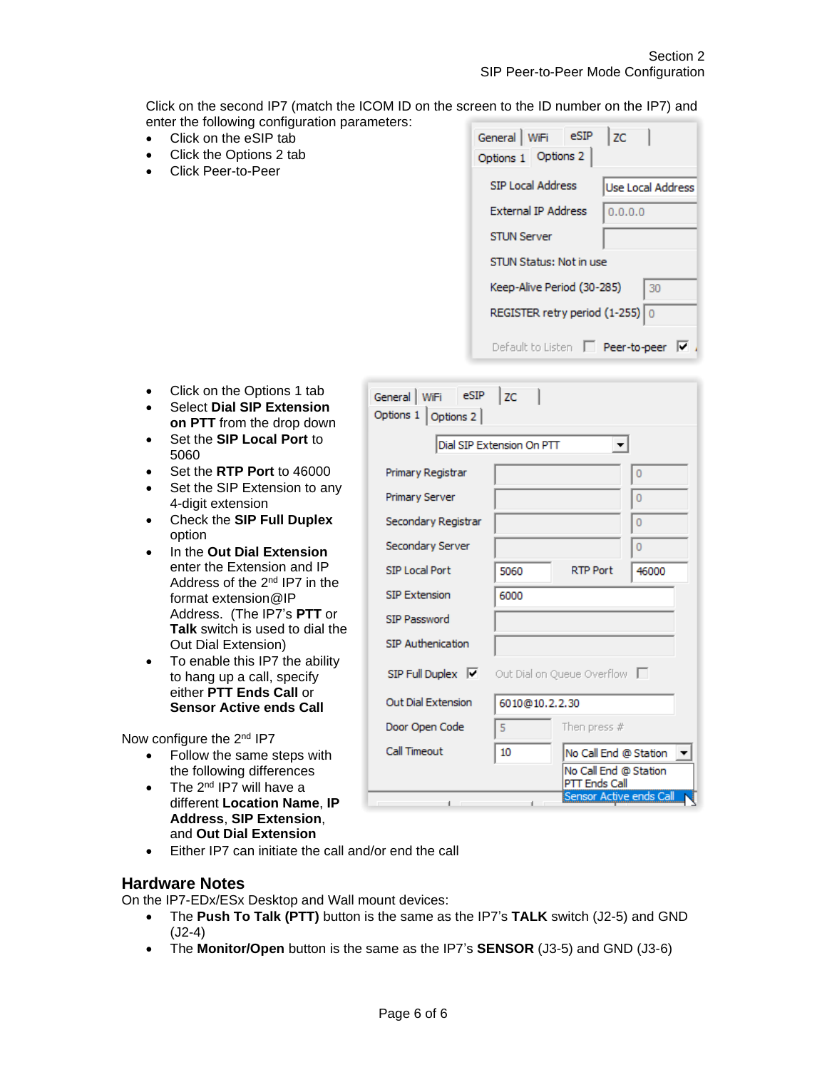Click on the second IP7 (match the ICOM ID on the screen to the ID number on the IP7) and enter the following configuration parameters:

- Click on the eSIP tab
- Click the Options 2 tab
- Click Peer-to-Peer

General | WiFi | eSIP | ZC
Options 1 | Options 2

SIP Local Address: Use Local Address
External IP Address: 0.0.0.0
STUN Server
STUN Status: Not in use
Keep-Alive Period (30-285): 30
REGISTER retry period (1-255): 0
Default to Listen ☐ Peer-to-peer ☑

- Click on the Options 1 tab
- Select **Dial SIP Extension on PTT** from the drop down
- Set the **SIP Local Port** to 5060
- Set the **RTP Port** to 46000
- Set the SIP Extension to any 4-digit extension
- Check the **SIP Full Duplex** option
- In the **Out Dial Extension** enter the Extension and IP Address of the 2nd IP7 in the format extension@IP Address. (The IP7's **PTT** or **Talk** switch is used to dial the Out Dial Extension)
- To enable this IP7 the ability to hang up a call, specify either **PTT Ends Call** or **Sensor Active ends Call**

General | WiFi | eSIP | ZC
Options 1 | Options 2

Dial SIP Extension On PTT
Primary Registrar: 0
Primary Server: 0
Secondary Registrar: 0
Secondary Server: 0
SIP Local Port: 5060 RTP Port: 46000
SIP Extension: 6000
SIP Password
SIP Auhenication
SIP Full Duplex ☑ Out Dial on Queue Overflow ☐
Out Dial Extension: 6010@10.2.2.30
Door Open Code: 5 Then press #
Call Timeout: 10 No Call End @ Station
No Call End @ Station
PTT Ends Call
Sensor Active ends Call

Now configure the 2nd IP7

- Follow the same steps with the following differences
- The 2nd IP7 will have a different **Location Name**, **IP Address**, **SIP Extension**, and **Out Dial Extension**
- Either IP7 can initiate the call and/or end the call

## Hardware Notes

On the IP7-EDx/ESx Desktop and Wall mount devices:

- The **Push To Talk (PTT)** button is the same as the IP7's **TALK** switch (J2-5) and GND (J2-4)
- The **Monitor/Open** button is the same as the IP7's **SENSOR** (J3-5) and GND (J3-6)